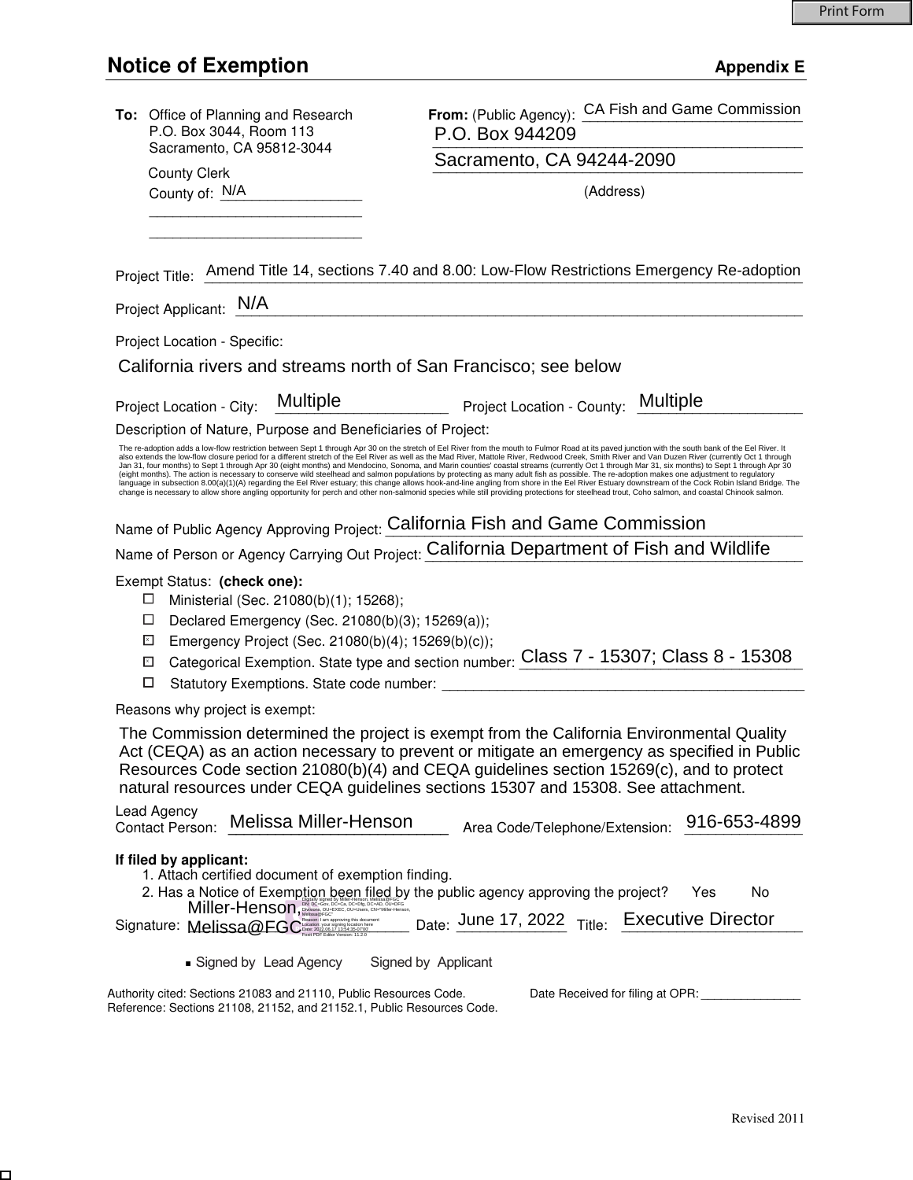# Notice of Exemption

**Appendix E**

**To:** Office of Planning and Research
P.O. Box 3044, Room 113
Sacramento, CA 95812-3044

County Clerk
County of: N/A

**From:** (Public Agency): CA Fish and Game Commission
P.O. Box 944209
Sacramento, CA 94244-2090
(Address)

Project Title: Amend Title 14, sections 7.40 and 8.00: Low-Flow Restrictions Emergency Re-adoption

Project Applicant: N/A

Project Location - Specific:

California rivers and streams north of San Francisco; see below

Project Location - City: Multiple      Project Location - County: Multiple

Description of Nature, Purpose and Beneficiaries of Project:

The re-adoption adds a low-flow restriction between Sept 1 through Apr 30 on the stretch of Eel River from the mouth to Fulmor Road at its paved junction with the south bank of the Eel River. It also extends the low-flow closure period for a different stretch of the Eel River as well as the Mad River, Mattole River, Redwood Creek, Smith River and Van Duzen River (currently Oct 1 through Jan 31, four months) to Sept 1 through Apr 30 (eight months) and Mendocino, Sonoma, and Marin counties' coastal streams (currently Oct 1 through Mar 31, six months) to Sept 1 through Apr 30 (eight months). The action is necessary to conserve wild steelhead and salmon populations by protecting as many adult fish as possible. The re-adoption makes one adjustment to regulatory language in subsection 8.00(a)(1)(A) regarding the Eel River estuary; this change allows hook-and-line angling from shore in the Eel River Estuary downstream of the Cock Robin Island Bridge. The change is necessary to allow shore angling opportunity for perch and other non-salmonid species while still providing protections for steelhead trout, Coho salmon, and coastal Chinook salmon.

Name of Public Agency Approving Project: California Fish and Game Commission

Name of Person or Agency Carrying Out Project: California Department of Fish and Wildlife

Exempt Status: **(check one):**

- ☐ Ministerial (Sec. 21080(b)(1); 15268);
- ☐ Declared Emergency (Sec. 21080(b)(3); 15269(a));
- ☒ Emergency Project (Sec. 21080(b)(4); 15269(b)(c));
- ☒ Categorical Exemption. State type and section number: Class 7 - 15307; Class 8 - 15308
- ☐ Statutory Exemptions. State code number:

Reasons why project is exempt:

The Commission determined the project is exempt from the California Environmental Quality Act (CEQA) as an action necessary to prevent or mitigate an emergency as specified in Public Resources Code section 21080(b)(4) and CEQA guidelines section 15269(c), and to protect natural resources under CEQA guidelines sections 15307 and 15308. See attachment.

Lead Agency
Contact Person: Melissa Miller-Henson      Area Code/Telephone/Extension: 916-653-4899

**If filed by applicant:**

1. Attach certified document of exemption finding.
2. Has a Notice of Exemption been filed by the public agency approving the project? Yes No

Signature: Miller-Henson, Melissa@FGC (Digitally signed by Miller-Henson, Melissa@FGC; DN: DC=Gov, DC=Ca, DC=Dfg, DC=AD, OU=DFG Divisions, OU=EXEC, OU=Users, CN="Miller-Henson, Melissa@FGC"; Reason: I am approving this document; Location: your signing location here; Date: 2022.06.17 13:54:35-07'00'; Foxit PDF Editor Version: 11.2.0)   Date: June 17, 2022   Title: Executive Director

■ Signed by Lead Agency   Signed by Applicant

Authority cited: Sections 21083 and 21110, Public Resources Code.
Reference: Sections 21108, 21152, and 21152.1, Public Resources Code.

Date Received for filing at OPR:

Revised 2011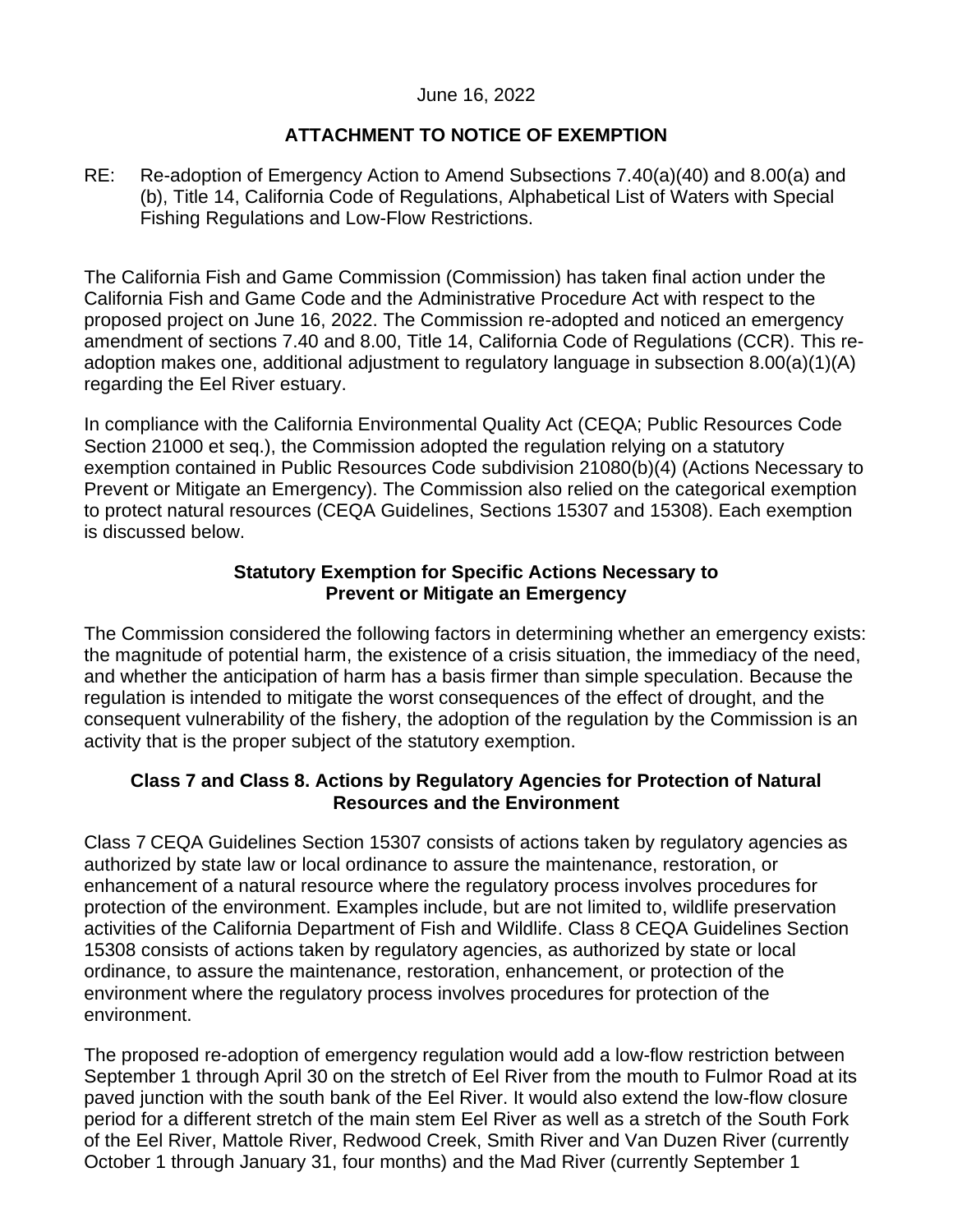June 16, 2022

**ATTACHMENT TO NOTICE OF EXEMPTION**

RE: Re-adoption of Emergency Action to Amend Subsections 7.40(a)(40) and 8.00(a) and (b), Title 14, California Code of Regulations, Alphabetical List of Waters with Special Fishing Regulations and Low-Flow Restrictions.

The California Fish and Game Commission (Commission) has taken final action under the California Fish and Game Code and the Administrative Procedure Act with respect to the proposed project on June 16, 2022. The Commission re-adopted and noticed an emergency amendment of sections 7.40 and 8.00, Title 14, California Code of Regulations (CCR). This re-adoption makes one, additional adjustment to regulatory language in subsection 8.00(a)(1)(A) regarding the Eel River estuary.

In compliance with the California Environmental Quality Act (CEQA; Public Resources Code Section 21000 et seq.), the Commission adopted the regulation relying on a statutory exemption contained in Public Resources Code subdivision 21080(b)(4) (Actions Necessary to Prevent or Mitigate an Emergency). The Commission also relied on the categorical exemption to protect natural resources (CEQA Guidelines, Sections 15307 and 15308). Each exemption is discussed below.

**Statutory Exemption for Specific Actions Necessary to Prevent or Mitigate an Emergency**

The Commission considered the following factors in determining whether an emergency exists: the magnitude of potential harm, the existence of a crisis situation, the immediacy of the need, and whether the anticipation of harm has a basis firmer than simple speculation. Because the regulation is intended to mitigate the worst consequences of the effect of drought, and the consequent vulnerability of the fishery, the adoption of the regulation by the Commission is an activity that is the proper subject of the statutory exemption.

**Class 7 and Class 8. Actions by Regulatory Agencies for Protection of Natural Resources and the Environment**

Class 7 CEQA Guidelines Section 15307 consists of actions taken by regulatory agencies as authorized by state law or local ordinance to assure the maintenance, restoration, or enhancement of a natural resource where the regulatory process involves procedures for protection of the environment. Examples include, but are not limited to, wildlife preservation activities of the California Department of Fish and Wildlife. Class 8 CEQA Guidelines Section 15308 consists of actions taken by regulatory agencies, as authorized by state or local ordinance, to assure the maintenance, restoration, enhancement, or protection of the environment where the regulatory process involves procedures for protection of the environment.

The proposed re-adoption of emergency regulation would add a low-flow restriction between September 1 through April 30 on the stretch of Eel River from the mouth to Fulmor Road at its paved junction with the south bank of the Eel River. It would also extend the low-flow closure period for a different stretch of the main stem Eel River as well as a stretch of the South Fork of the Eel River, Mattole River, Redwood Creek, Smith River and Van Duzen River (currently October 1 through January 31, four months) and the Mad River (currently September 1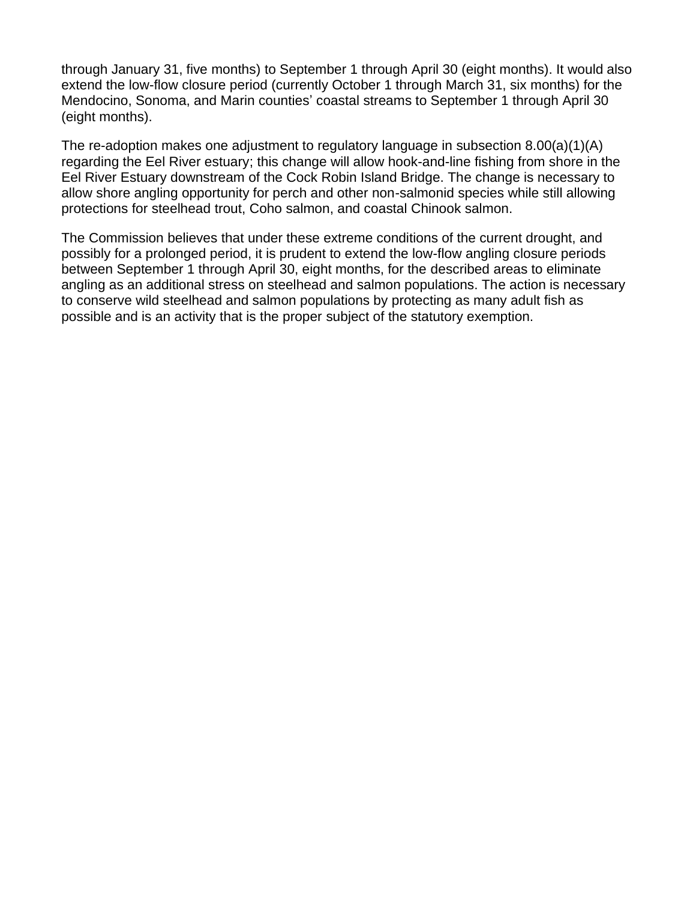through January 31, five months) to September 1 through April 30 (eight months). It would also extend the low-flow closure period (currently October 1 through March 31, six months) for the Mendocino, Sonoma, and Marin counties' coastal streams to September 1 through April 30 (eight months).

The re-adoption makes one adjustment to regulatory language in subsection 8.00(a)(1)(A) regarding the Eel River estuary; this change will allow hook-and-line fishing from shore in the Eel River Estuary downstream of the Cock Robin Island Bridge. The change is necessary to allow shore angling opportunity for perch and other non-salmonid species while still allowing protections for steelhead trout, Coho salmon, and coastal Chinook salmon.

The Commission believes that under these extreme conditions of the current drought, and possibly for a prolonged period, it is prudent to extend the low-flow angling closure periods between September 1 through April 30, eight months, for the described areas to eliminate angling as an additional stress on steelhead and salmon populations. The action is necessary to conserve wild steelhead and salmon populations by protecting as many adult fish as possible and is an activity that is the proper subject of the statutory exemption.